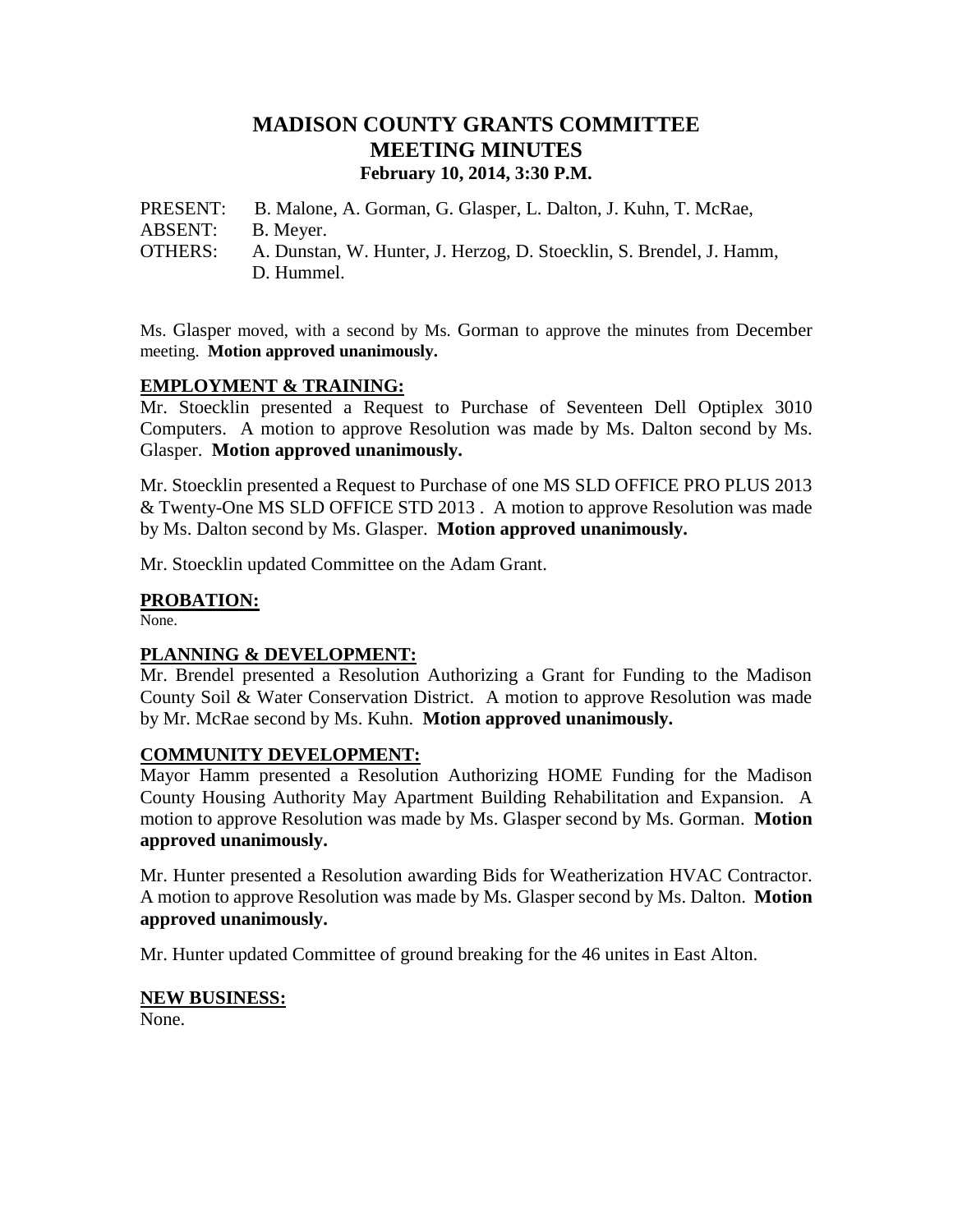# MADISON COUNTY GRANTS COMMITTEE
## MEETING MINUTES
### February 10, 2014, 3:30 P.M.

PRESENT: B. Malone, A. Gorman, G. Glasper, L. Dalton, J. Kuhn, T. McRae,
ABSENT: B. Meyer.
OTHERS: A. Dunstan, W. Hunter, J. Herzog, D. Stoecklin, S. Brendel, J. Hamm, D. Hummel.

Ms. Glasper moved, with a second by Ms. Gorman to approve the minutes from December meeting. **Motion approved unanimously.**

**EMPLOYMENT & TRAINING:**

Mr. Stoecklin presented a Request to Purchase of Seventeen Dell Optiplex 3010 Computers. A motion to approve Resolution was made by Ms. Dalton second by Ms. Glasper. **Motion approved unanimously.**

Mr. Stoecklin presented a Request to Purchase of one MS SLD OFFICE PRO PLUS 2013 & Twenty-One MS SLD OFFICE STD 2013 . A motion to approve Resolution was made by Ms. Dalton second by Ms. Glasper. **Motion approved unanimously.**

Mr. Stoecklin updated Committee on the Adam Grant.

**PROBATION:**

None.

**PLANNING & DEVELOPMENT:**

Mr. Brendel presented a Resolution Authorizing a Grant for Funding to the Madison County Soil & Water Conservation District. A motion to approve Resolution was made by Mr. McRae second by Ms. Kuhn. **Motion approved unanimously.**

**COMMUNITY DEVELOPMENT:**

Mayor Hamm presented a Resolution Authorizing HOME Funding for the Madison County Housing Authority May Apartment Building Rehabilitation and Expansion. A motion to approve Resolution was made by Ms. Glasper second by Ms. Gorman. **Motion approved unanimously.**

Mr. Hunter presented a Resolution awarding Bids for Weatherization HVAC Contractor. A motion to approve Resolution was made by Ms. Glasper second by Ms. Dalton. **Motion approved unanimously.**

Mr. Hunter updated Committee of ground breaking for the 46 unites in East Alton.

**NEW BUSINESS:**

None.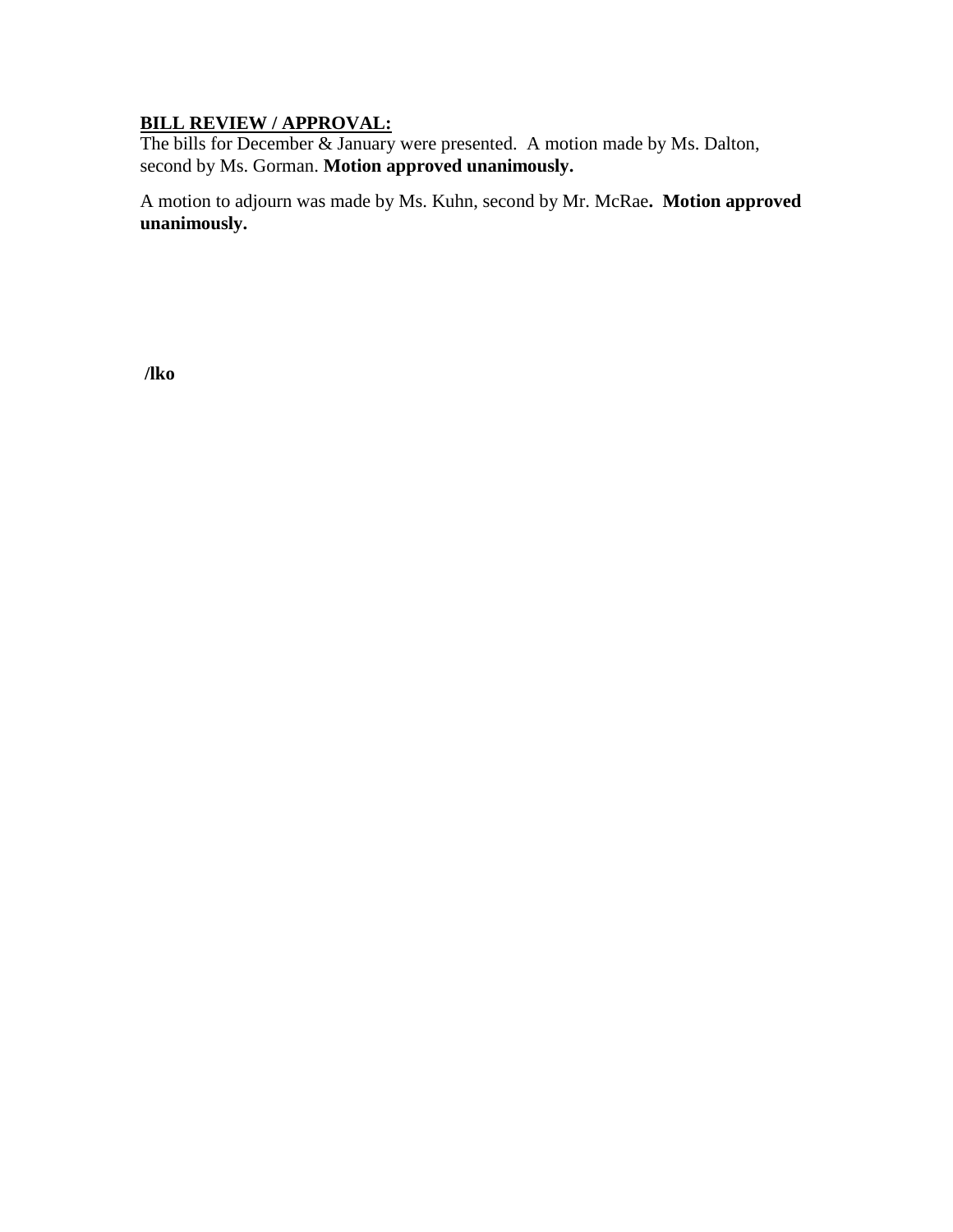**<u>BILL REVIEW / APPROVAL:</u>**

The bills for December & January were presented. A motion made by Ms. Dalton, second by Ms. Gorman. **Motion approved unanimously.**

A motion to adjourn was made by Ms. Kuhn, second by Mr. McRae**. Motion approved unanimously.**

**/lko**